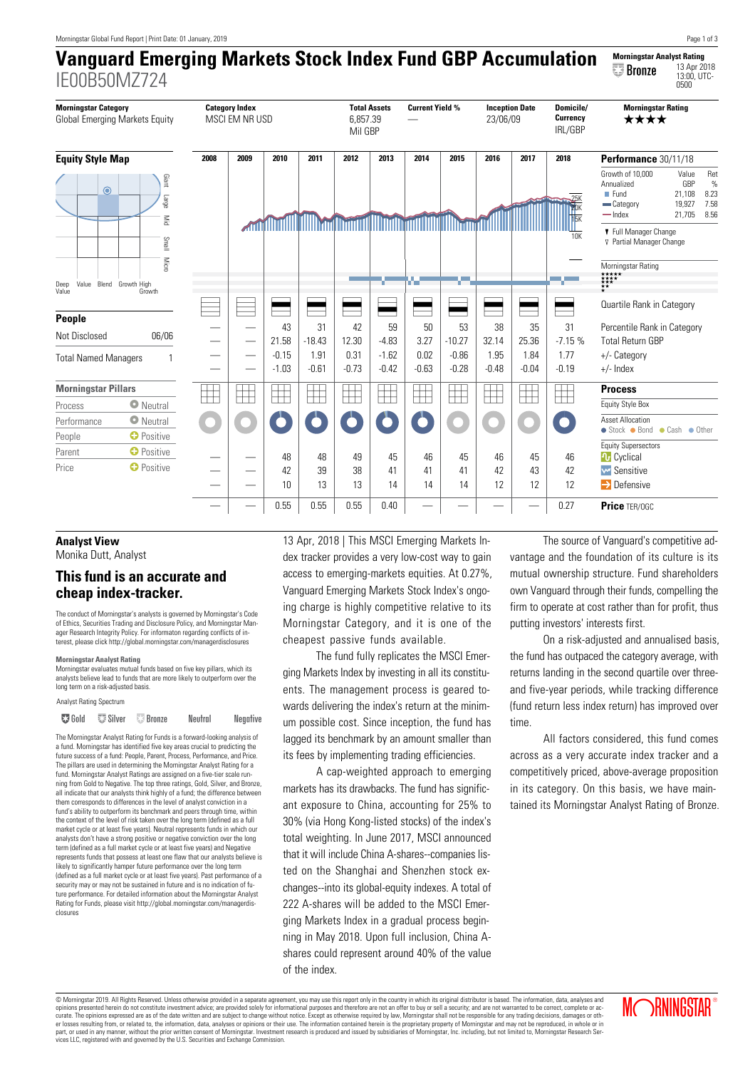# Vanguard Emerging Markets Stock Index Fund GBP Accumulation

IE00B50MZ724

**Morningstar Analyst Rating** Bronze 13 Apr 2018 13:00, UTC-0500

| Morningstar Category | Category Index | Total Assets | Current Yield % | Inception Date | Domicile/ Currency | Morningstar Rating |
|---|---|---|---|---|---|---|
| Global Emerging Markets Equity | MSCI EM NR USD | 6,857.39 Mil GBP | — | 23/06/09 | IRL/GBP | ★★★★ |

**Equity Style Map**

**Performance** 30/11/18

| Growth of 10,000 Annualized | Value GBP | Ret % |
|---|---|---|
| Fund | 21,108 | 8.23 |
| Category | 19,927 | 7.58 |
| Index | 21,705 | 8.56 |

Full Manager Change
Partial Manager Change

Morningstar Rating

| | 2008 | 2009 | 2010 | 2011 | 2012 | 2013 | 2014 | 2015 | 2016 | 2017 | 2018 |
|---|---|---|---|---|---|---|---|---|---|---|---|
| Percentile Rank in Category | — | — | 43 | 31 | 42 | 59 | 50 | 53 | 38 | 35 | 31 |
| Total Return GBP | — | — | 21.58 | -18.43 | 12.30 | -4.83 | 3.27 | -10.27 | 32.14 | 25.36 | -7.15 % |
| +/- Category | — | — | -0.15 | 1.91 | 0.31 | -1.62 | 0.02 | -0.86 | 1.95 | 1.84 | 1.77 |
| +/- Index | — | — | -1.03 | -0.61 | -0.73 | -0.42 | -0.63 | -0.28 | -0.48 | -0.04 | -0.19 |

**People**

| | |
|---|---|
| Not Disclosed | 06/06 |
| Total Named Managers | 1 |

**Morningstar Pillars**

| | |
|---|---|
| Process | Neutral |
| Performance | Neutral |
| People | Positive |
| Parent | Positive |
| Price | Positive |

**Process**

Equity Style Box

Asset Allocation: Stock, Bond, Cash, Other

| Equity Supersectors | 2008 | 2009 | 2010 | 2011 | 2012 | 2013 | 2014 | 2015 | 2016 | 2017 | 2018 |
|---|---|---|---|---|---|---|---|---|---|---|---|
| Cyclical | — | — | 48 | 48 | 49 | 45 | 46 | 45 | 46 | 45 | 46 |
| Sensitive | — | — | 42 | 39 | 38 | 41 | 41 | 41 | 42 | 43 | 42 |
| Defensive | — | — | 10 | 13 | 13 | 14 | 14 | 14 | 12 | 12 | 12 |
| **Price** TER/OGC | — | — | 0.55 | 0.55 | 0.55 | 0.40 | — | — | — | — | 0.27 |

## Analyst View

Monika Dutt, Analyst

### This fund is an accurate and cheap index-tracker.

The conduct of Morningstar's analysts is governed by Morningstar's Code of Ethics, Securities Trading and Disclosure Policy, and Morningstar Manager Research Integrity Policy. For informaton regarding conflicts of interest, please click http://global.morningstar.com/managerdisclosures

**Morningstar Analyst Rating**
Morningstar evaluates mutual funds based on five key pillars, which its analysts believe lead to funds that are more likely to outperform over the long term on a risk-adjusted basis.

Analyst Rating Spectrum

Gold | Silver | Bronze | Neutral | Negative

The Morningstar Analyst Rating for Funds is a forward-looking analysis of a fund. Morningstar has identified five key areas crucial to predicting the future success of a fund: People, Parent, Process, Performance, and Price. The pillars are used in determining the Morningstar Analyst Rating for a fund. Morningstar Analyst Ratings are assigned on a five-tier scale running from Gold to Negative. The top three ratings, Gold, Silver, and Bronze, all indicate that our analysts think highly of a fund; the difference between them corresponds to differences in the level of analyst conviction in a fund's ability to outperform its benchmark and peers through time, within the context of the level of risk taken over the long term (defined as a full market cycle or at least five years). Neutral represents funds in which our analysts don't have a strong positive or negative conviction over the long term (defined as a full market cycle or at least five years) and Negative represents funds that possess at least one flaw that our analysts believe is likely to significantly hamper future performance over the long term (defined as a full market cycle or at least five years). Past performance of a security may or may not be sustained in future and is no indication of future performance. For detailed information about the Morningstar Analyst Rating for Funds, please visit http://global.morningstar.com/managerdisclosures

13 Apr, 2018 | This MSCI Emerging Markets Index tracker provides a very low-cost way to gain access to emerging-markets equities. At 0.27%, Vanguard Emerging Markets Stock Index's ongoing charge is highly competitive relative to its Morningstar Category, and it is one of the cheapest passive funds available.

The fund fully replicates the MSCI Emerging Markets Index by investing in all its constituents. The management process is geared towards delivering the index's return at the minimum possible cost. Since inception, the fund has lagged its benchmark by an amount smaller than its fees by implementing trading efficiencies.

A cap-weighted approach to emerging markets has its drawbacks. The fund has significant exposure to China, accounting for 25% to 30% (via Hong Kong-listed stocks) of the index's total weighting. In June 2017, MSCI announced that it will include China A-shares--companies listed on the Shanghai and Shenzhen stock exchanges--into its global-equity indexes. A total of 222 A-shares will be added to the MSCI Emerging Markets Index in a gradual process beginning in May 2018. Upon full inclusion, China A-shares could represent around 40% of the value of the index.

The source of Vanguard's competitive advantage and the foundation of its culture is its mutual ownership structure. Fund shareholders own Vanguard through their funds, compelling the firm to operate at cost rather than for profit, thus putting investors' interests first.

On a risk-adjusted and annualised basis, the fund has outpaced the category average, with returns landing in the second quartile over three- and five-year periods, while tracking difference (fund return less index return) has improved over time.

All factors considered, this fund comes across as a very accurate index tracker and a competitively priced, above-average proposition in its category. On this basis, we have maintained its Morningstar Analyst Rating of Bronze.

© Morningstar 2019. All Rights Reserved. Unless otherwise provided in a separate agreement, you may use this report only in the country in which its original distributor is based. The information, data, analyses and opinions presented herein do not constitute investment advice; are provided solely for informational purposes and therefore are not an offer to buy or sell a security; and are not warranted to be correct, complete or accurate. The opinions expressed are as of the date written and are subject to change without notice. Except as otherwise required by law, Morningstar shall not be responsible for any trading decisions, damages or other losses resulting from, or related to, the information, data, analyses or opinions or their use. The information contained herein is the proprietary property of Morningstar and may not be reproduced, in whole or in part, or used in any manner, without the prior written consent of Morningstar. Investment research is produced and issued by subsidiaries of Morningstar, Inc. including, but not limited to, Morningstar Research Services LLC, registered with and governed by the U.S. Securities and Exchange Commission.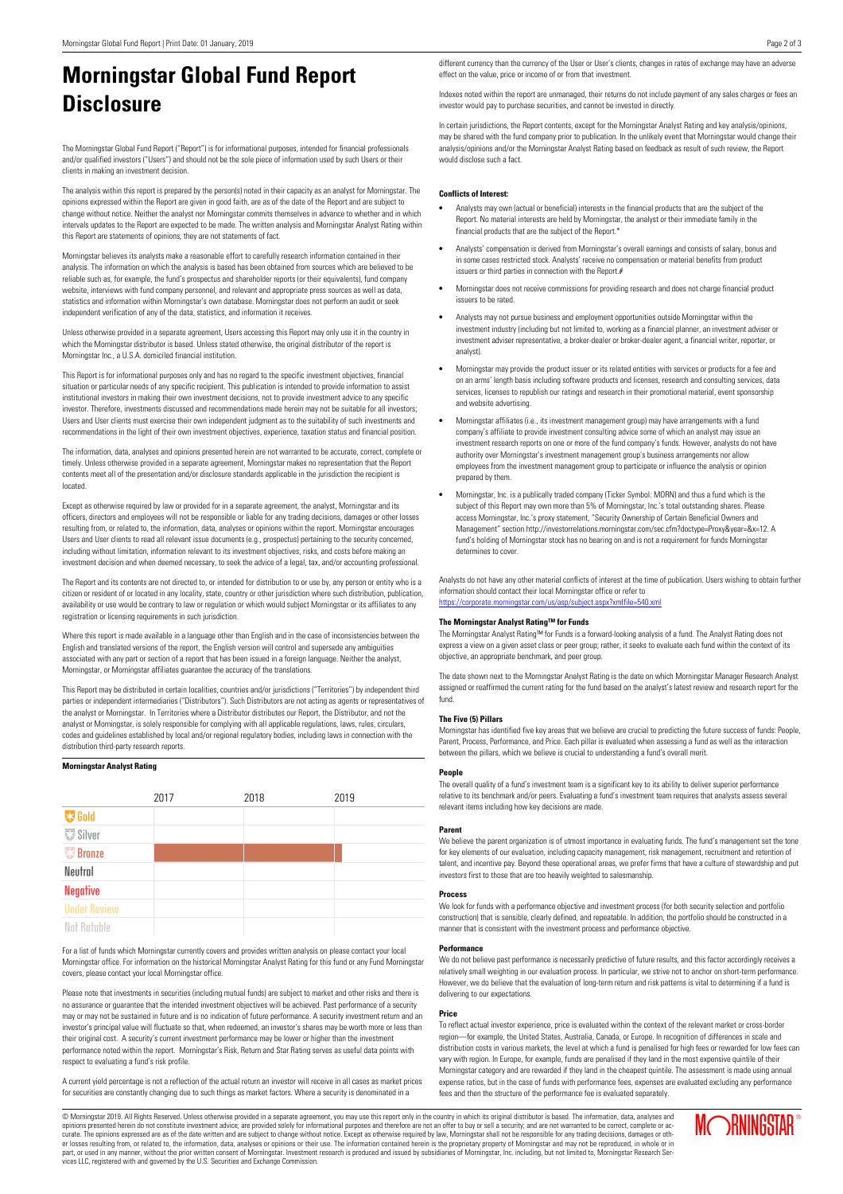# Morningstar Global Fund Report Disclosure

The Morningstar Global Fund Report ("Report") is for informational purposes, intended for financial professionals and/or qualified investors ("Users") and should not be the sole piece of information used by such Users or their clients in making an investment decision.

The analysis within this report is prepared by the person(s) noted in their capacity as an analyst for Morningstar. The opinions expressed within the Report are given in good faith, are as of the date of the Report and are subject to change without notice. Neither the analyst nor Morningstar commits themselves in advance to whether and in which intervals updates to the Report are expected to be made. The written analysis and Morningstar Analyst Rating within this Report are statements of opinions; they are not statements of fact.

Morningstar believes its analysts make a reasonable effort to carefully research information contained in their analysis. The information on which the analysis is based has been obtained from sources which are believed to be reliable such as, for example, the fund's prospectus and shareholder reports (or their equivalents), fund company website, interviews with fund company personnel, and relevant and appropriate press sources as well as data, statistics and information within Morningstar's own database. Morningstar does not perform an audit or seek independent verification of any of the data, statistics, and information it receives.

Unless otherwise provided in a separate agreement, Users accessing this Report may only use it in the country in which the Morningstar distributor is based. Unless stated otherwise, the original distributor of the report is Morningstar Inc., a U.S.A. domiciled financial institution.

This Report is for informational purposes only and has no regard to the specific investment objectives, financial situation or particular needs of any specific recipient. This publication is intended to provide information to assist institutional investors in making their own investment decisions, not to provide investment advice to any specific investor. Therefore, investments discussed and recommendations made herein may not be suitable for all investors; Users and User clients must exercise their own independent judgment as to the suitability of such investments and recommendations in the light of their own investment objectives, experience, taxation status and financial position.

The information, data, analyses and opinions presented herein are not warranted to be accurate, correct, complete or timely. Unless otherwise provided in a separate agreement, Morningstar makes no representation that the Report contents meet all of the presentation and/or disclosure standards applicable in the jurisdiction the recipient is located.

Except as otherwise required by law or provided for in a separate agreement, the analyst, Morningstar and its officers, directors and employees will not be responsible or liable for any trading decisions, damages or other losses resulting from, or related to, the information, data, analyses or opinions within the report. Morningstar encourages Users and User clients to read all relevant issue documents (e.g., prospectus) pertaining to the security concerned, including without limitation, information relevant to its investment objectives, risks, and costs before making an investment decision and when deemed necessary, to seek the advice of a legal, tax, and/or accounting professional.

The Report and its contents are not directed to, or intended for distribution to or use by, any person or entity who is a citizen or resident of or located in any locality, state, country or other jurisdiction where such distribution, publication, availability or use would be contrary to law or regulation or which would subject Morningstar or its affiliates to any registration or licensing requirements in such jurisdiction.

Where this report is made available in a language other than English and in the case of inconsistencies between the English and translated versions of the report, the English version will control and supersede any ambiguities associated with any part or section of a report that has been issued in a foreign language. Neither the analyst, Morningstar, or Morningstar affiliates guarantee the accuracy of the translations.

This Report may be distributed in certain localities, countries and/or jurisdictions ("Territories") by independent third parties or independent intermediaries ("Distributors"). Such Distributors are not acting as agents or representatives of the analyst or Morningstar. In Territories where a Distributor distributes our Report, the Distributor, and not the analyst or Morningstar, is solely responsible for complying with all applicable regulations, laws, rules, circulars, codes and guidelines established by local and/or regional regulatory bodies, including laws in connection with the distribution third-party research reports.

**Morningstar Analyst Rating**

| | 2017 | 2018 | 2019 |
|---|---|---|---|
| Gold | | | |
| Silver | | | |
| Bronze | ■ | ■ | ■ |
| Neutral | | | |
| Negative | | | |
| Under Review | | | |
| Not Ratable | | | |

For a list of funds which Morningstar currently covers and provides written analysis on please contact your local Morningstar office. For information on the historical Morningstar Analyst Rating for this fund or any Fund Morningstar covers, please contact your local Morningstar office.

Please note that investments in securities (including mutual funds) are subject to market and other risks and there is no assurance or guarantee that the intended investment objectives will be achieved. Past performance of a security may or may not be sustained in future and is no indication of future performance. A security investment return and an investor's principal value will fluctuate so that, when redeemed, an investor's shares may be worth more or less than their original cost. A security's current investment performance may be lower or higher than the investment performance noted within the report. Morningstar's Risk, Return and Star Rating serves as useful data points with respect to evaluating a fund's risk profile.

A current yield percentage is not a reflection of the actual return an investor will receive in all cases as market prices for securities are constantly changing due to such things as market factors. Where a security is denominated in a different currency than the currency of the User or User's clients, changes in rates of exchange may have an adverse effect on the value, price or income of or from that investment.

Indexes noted within the report are unmanaged, their returns do not include payment of any sales charges or fees an investor would pay to purchase securities, and cannot be invested in directly.

In certain jurisdictions, the Report contents, except for the Morningstar Analyst Rating and key analysis/opinions, may be shared with the fund company prior to publication. In the unlikely event that Morningstar would change their analysis/opinions and/or the Morningstar Analyst Rating based on feedback as result of such review, the Report would disclose such a fact.

**Conflicts of Interest:**

- Analysts may own (actual or beneficial) interests in the financial products that are the subject of the Report. No material interests are held by Morningstar, the analyst or their immediate family in the financial products that are the subject of the Report.*
- Analysts' compensation is derived from Morningstar's overall earnings and consists of salary, bonus and in some cases restricted stock. Analysts' receive no compensation or material benefits from product issuers or third parties in connection with the Report.#
- Morningstar does not receive commissions for providing research and does not charge financial product issuers to be rated.
- Analysts may not pursue business and employment opportunities outside Morningstar within the investment industry (including but not limited to, working as a financial planner, an investment adviser or investment adviser representative, a broker-dealer or broker-dealer agent, a financial writer, reporter, or analyst).
- Morningstar may provide the product issuer or its related entities with services or products for a fee and on an arms' length basis including software products and licenses, research and consulting services, data services, licenses to republish our ratings and research in their promotional material, event sponsorship and website advertising.
- Morningstar affiliates (i.e., its investment management group) may have arrangements with a fund company's affiliate to provide investment consulting advice some of which an analyst may issue an investment research reports on one or more of the fund company's funds. However, analysts do not have authority over Morningstar's investment management group's business arrangements nor allow employees from the investment management group to participate or influence the analysis or opinion prepared by them.
- Morningstar, Inc. is a publically traded company (Ticker Symbol: MORN) and thus a fund which is the subject of this Report may own more than 5% of Morningstar, Inc.'s total outstanding shares. Please access Morningstar, Inc.'s proxy statement, "Security Ownership of Certain Beneficial Owners and Management" section http://investorrelations.morningstar.com/sec.cfm?doctype=Proxy&year=&x=12. A fund's holding of Morningstar stock has no bearing on and is not a requirement for funds Morningstar determines to cover.

Analysts do not have any other material conflicts of interest at the time of publication. Users wishing to obtain further information should contact their local Morningstar office or refer to https://corporate.morningstar.com/us/asp/subject.aspx?xmlfile=540.xml

**The Morningstar Analyst Rating™ for Funds**

The Morningstar Analyst Rating™ for Funds is a forward-looking analysis of a fund. The Analyst Rating does not express a view on a given asset class or peer group; rather, it seeks to evaluate each fund within the context of its objective, an appropriate benchmark, and peer group.

The date shown next to the Morningstar Analyst Rating is the date on which Morningstar Manager Research Analyst assigned or reaffirmed the current rating for the fund based on the analyst's latest review and research report for the fund.

**The Five (5) Pillars**

Morningstar has identified five key areas that we believe are crucial to predicting the future success of funds: People, Parent, Process, Performance, and Price. Each pillar is evaluated when assessing a fund as well as the interaction between the pillars, which we believe is crucial to understanding a fund's overall merit.

**People**

The overall quality of a fund's investment team is a significant key to its ability to deliver superior performance relative to its benchmark and/or peers. Evaluating a fund's investment team requires that analysts assess several relevant items including how key decisions are made.

**Parent**

We believe the parent organization is of utmost importance in evaluating funds. The fund's management set the tone for key elements of our evaluation, including capacity management, risk management, recruitment and retention of talent, and incentive pay. Beyond these operational areas, we prefer firms that have a culture of stewardship and put investors first to those that are too heavily weighted to salesmanship.

**Process**

We look for funds with a performance objective and investment process (for both security selection and portfolio construction) that is sensible, clearly defined, and repeatable. In addition, the portfolio should be constructed in a manner that is consistent with the investment process and performance objective.

**Performance**

We do not believe past performance is necessarily predictive of future results, and this factor accordingly receives a relatively small weighting in our evaluation process. In particular, we strive not to anchor on short-term performance. However, we do believe that the evaluation of long-term return and risk patterns is vital to determining if a fund is delivering to our expectations.

**Price**

To reflect actual investor experience, price is evaluated within the context of the relevant market or cross-border region—for example, the United States, Australia, Canada, or Europe. In recognition of differences in scale and distribution costs in various markets, the level at which a fund is penalised for high fees or rewarded for low fees can vary with region. In Europe, for example, funds are penalised if they land in the most expensive quintile of their Morningstar category and are rewarded if they land in the cheapest quintile. The assessment is made using annual expense ratios, but in the case of funds with performance fees, expenses are evaluated excluding any performance fees and then the structure of the performance fee is evaluated separately.

© Morningstar 2019. All Rights Reserved. Unless otherwise provided in a separate agreement, you may use this report only in the country in which its original distributor is based. The information, data, analyses and opinions presented herein do not constitute investment advice; are provided solely for informational purposes and therefore are not an offer to buy or sell a security; and are not warranted to be correct, complete or accurate. The opinions expressed are as of the date written and are subject to change without notice. Except as otherwise required by law, Morningstar shall not be responsible for any trading decisions, damages or other losses resulting from, or related to, the information, data, analyses or opinions or their use. The information contained herein is the proprietary property of Morningstar and may not be reproduced, in whole or in part, or used in any manner, without the prior written consent of Morningstar. Investment research is produced and issued by subsidiaries of Morningstar, Inc. including, but not limited to, Morningstar Research Services LLC, registered with and governed by the U.S. Securities and Exchange Commission.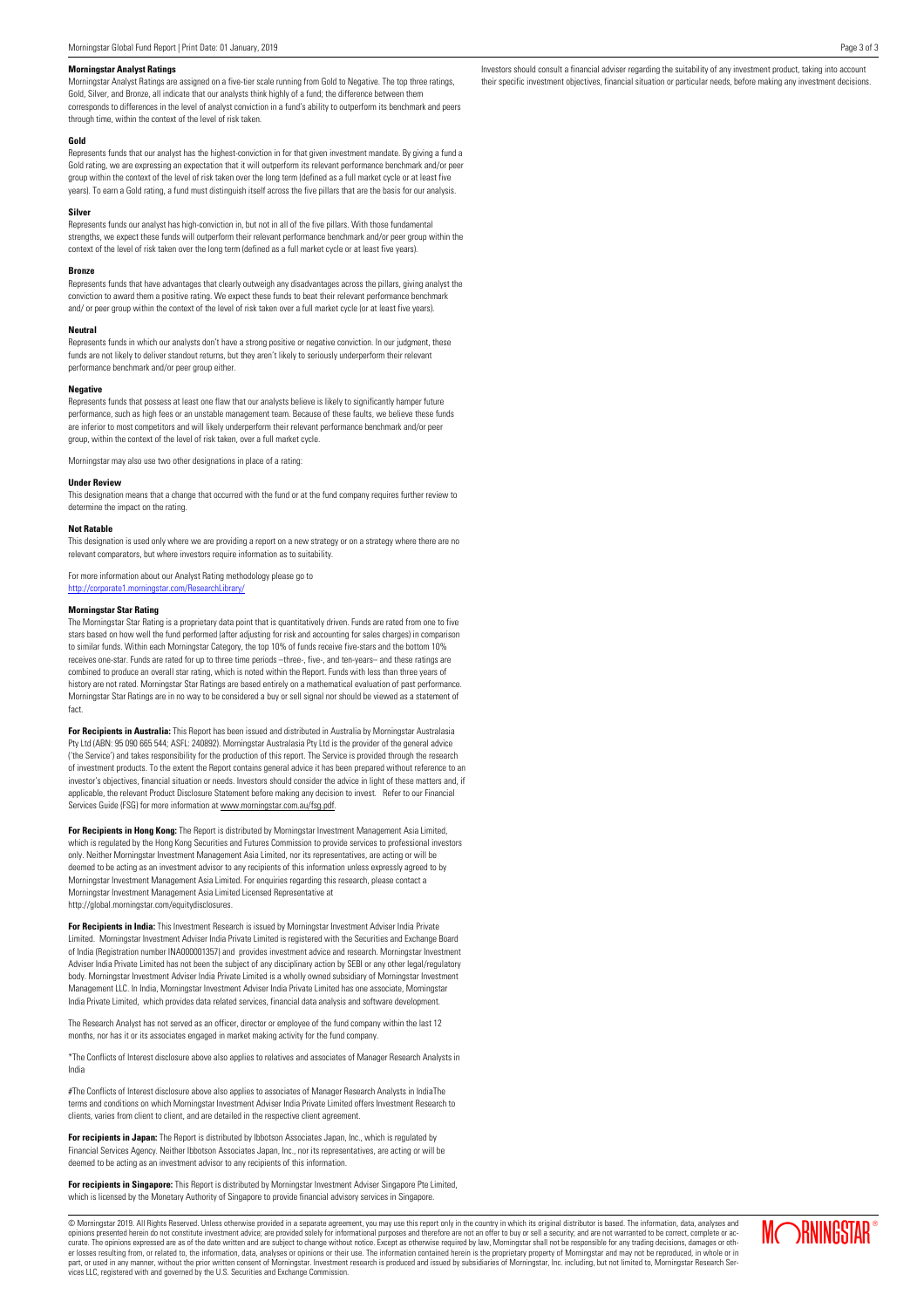#### Morningstar Analyst Ratings

Morningstar Analyst Ratings are assigned on a five-tier scale running from Gold to Negative. The top three ratings, Gold, Silver, and Bronze, all indicate that our analysts think highly of a fund; the difference between them corresponds to differences in the level of analyst conviction in a fund's ability to outperform its benchmark and peers through time, within the context of the level of risk taken.

#### Gold

Represents funds that our analyst has the highest-conviction in for that given investment mandate. By giving a fund a Gold rating, we are expressing an expectation that it will outperform its relevant performance benchmark and/or peer group within the context of the level of risk taken over the long term (defined as a full market cycle or at least five years). To earn a Gold rating, a fund must distinguish itself across the five pillars that are the basis for our analysis.

#### Silver

Represents funds our analyst has high-conviction in, but not in all of the five pillars. With those fundamental strengths, we expect these funds will outperform their relevant performance benchmark and/or peer group within the context of the level of risk taken over the long term (defined as a full market cycle or at least five years).

#### Bronze

Represents funds that have advantages that clearly outweigh any disadvantages across the pillars, giving analyst the conviction to award them a positive rating. We expect these funds to beat their relevant performance benchmark and/ or peer group within the context of the level of risk taken over a full market cycle (or at least five years).

#### Neutral

Represents funds in which our analysts don't have a strong positive or negative conviction. In our judgment, these funds are not likely to deliver standout returns, but they aren't likely to seriously underperform their relevant performance benchmark and/or peer group either.

#### Negative

Represents funds that possess at least one flaw that our analysts believe is likely to significantly hamper future performance, such as high fees or an unstable management team. Because of these faults, we believe these funds are inferior to most competitors and will likely underperform their relevant performance benchmark and/or peer group, within the context of the level of risk taken, over a full market cycle.

Morningstar may also use two other designations in place of a rating:

#### Under Review

This designation means that a change that occurred with the fund or at the fund company requires further review to determine the impact on the rating.

#### Not Ratable

This designation is used only where we are providing a report on a new strategy or on a strategy where there are no relevant comparators, but where investors require information as to suitability.

For more information about our Analyst Rating methodology please go to http://corporate1.morningstar.com/ResearchLibrary/

#### Morningstar Star Rating

The Morningstar Star Rating is a proprietary data point that is quantitatively driven. Funds are rated from one to five stars based on how well the fund performed (after adjusting for risk and accounting for sales charges) in comparison to similar funds. Within each Morningstar Category, the top 10% of funds receive five-stars and the bottom 10% receives one-star. Funds are rated for up to three time periods –three-, five-, and ten-years– and these ratings are combined to produce an overall star rating, which is noted within the Report. Funds with less than three years of history are not rated. Morningstar Star Ratings are based entirely on a mathematical evaluation of past performance. Morningstar Star Ratings are in no way to be considered a buy or sell signal nor should be viewed as a statement of fact.

**For Recipients in Australia:** This Report has been issued and distributed in Australia by Morningstar Australasia Pty Ltd (ABN: 95 090 665 544; ASFL: 240892). Morningstar Australasia Pty Ltd is the provider of the general advice ('the Service') and takes responsibility for the production of this report. The Service is provided through the research of investment products. To the extent the Report contains general advice it has been prepared without reference to an investor's objectives, financial situation or needs. Investors should consider the advice in light of these matters and, if applicable, the relevant Product Disclosure Statement before making any decision to invest. Refer to our Financial Services Guide (FSG) for more information at www.morningstar.com.au/fsg.pdf.

**For Recipients in Hong Kong:** The Report is distributed by Morningstar Investment Management Asia Limited, which is regulated by the Hong Kong Securities and Futures Commission to provide services to professional investors only. Neither Morningstar Investment Management Asia Limited, nor its representatives, are acting or will be deemed to be acting as an investment advisor to any recipients of this information unless expressly agreed to by Morningstar Investment Management Asia Limited. For enquiries regarding this research, please contact a Morningstar Investment Management Asia Limited Licensed Representative at http://global.morningstar.com/equitydisclosures.

**For Recipients in India:** This Investment Research is issued by Morningstar Investment Adviser India Private Limited. Morningstar Investment Adviser India Private Limited is registered with the Securities and Exchange Board of India (Registration number INA000001357) and provides investment advice and research. Morningstar Investment Adviser India Private Limited has not been the subject of any disciplinary action by SEBI or any other legal/regulatory body. Morningstar Investment Adviser India Private Limited is a wholly owned subsidiary of Morningstar Investment Management LLC. In India, Morningstar Investment Adviser India Private Limited has one associate, Morningstar India Private Limited, which provides data related services, financial data analysis and software development.

The Research Analyst has not served as an officer, director or employee of the fund company within the last 12 months, nor has it or its associates engaged in market making activity for the fund company.

*The Conflicts of Interest disclosure above also applies to relatives and associates of Manager Research Analysts in India

#The Conflicts of Interest disclosure above also applies to associates of Manager Research Analysts in IndiaThe terms and conditions on which Morningstar Investment Adviser India Private Limited offers Investment Research to clients, varies from client to client, and are detailed in the respective client agreement.

**For recipients in Japan:** The Report is distributed by Ibbotson Associates Japan, Inc., which is regulated by Financial Services Agency. Neither Ibbotson Associates Japan, Inc., nor its representatives, are acting or will be deemed to be acting as an investment advisor to any recipients of this information.

**For recipients in Singapore:** This Report is distributed by Morningstar Investment Adviser Singapore Pte Limited, which is licensed by the Monetary Authority of Singapore to provide financial advisory services in Singapore.

Investors should consult a financial adviser regarding the suitability of any investment product, taking into account their specific investment objectives, financial situation or particular needs, before making any investment decisions.

© Morningstar 2019. All Rights Reserved. Unless otherwise provided in a separate agreement, you may use this report only in the country in which its original distributor is based. The information, data, analyses and opinions presented herein do not constitute investment advice; are provided solely for informational purposes and therefore are not an offer to buy or sell a security; and are not warranted to be correct, complete or accurate. The opinions expressed are as of the date written and are subject to change without notice. Except as otherwise required by law, Morningstar shall not be responsible for any trading decisions, damages or other losses resulting from, or related to, the information, data, analyses or opinions or their use. The information contained herein is the proprietary property of Morningstar and may not be reproduced, in whole or in part, or used in any manner, without the prior written consent of Morningstar. Investment research is produced and issued by subsidiaries of Morningstar, Inc. including, but not limited to, Morningstar Research Services LLC, registered with and governed by the U.S. Securities and Exchange Commission.